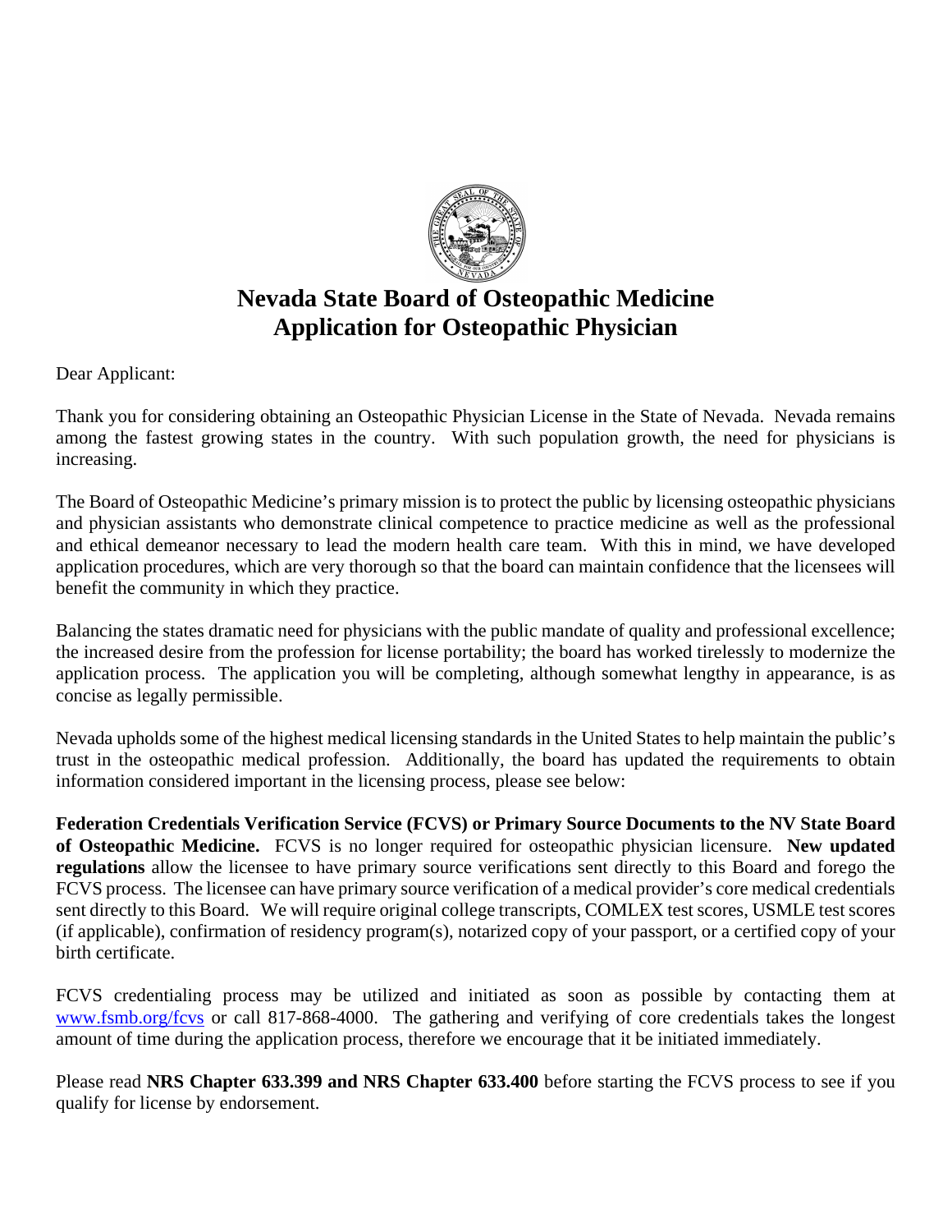# Nevada State Board of Osteopathic Medicine
# Application for Osteopathic Physician

Dear Applicant:

Thank you for considering obtaining an Osteopathic Physician License in the State of Nevada. Nevada remains among the fastest growing states in the country. With such population growth, the need for physicians is increasing.

The Board of Osteopathic Medicine's primary mission is to protect the public by licensing osteopathic physicians and physician assistants who demonstrate clinical competence to practice medicine as well as the professional and ethical demeanor necessary to lead the modern health care team. With this in mind, we have developed application procedures, which are very thorough so that the board can maintain confidence that the licensees will benefit the community in which they practice.

Balancing the states dramatic need for physicians with the public mandate of quality and professional excellence; the increased desire from the profession for license portability; the board has worked tirelessly to modernize the application process. The application you will be completing, although somewhat lengthy in appearance, is as concise as legally permissible.

Nevada upholds some of the highest medical licensing standards in the United States to help maintain the public's trust in the osteopathic medical profession. Additionally, the board has updated the requirements to obtain information considered important in the licensing process, please see below:

**Federation Credentials Verification Service (FCVS) or Primary Source Documents to the NV State Board of Osteopathic Medicine.** FCVS is no longer required for osteopathic physician licensure. **New updated regulations** allow the licensee to have primary source verifications sent directly to this Board and forego the FCVS process. The licensee can have primary source verification of a medical provider's core medical credentials sent directly to this Board. We will require original college transcripts, COMLEX test scores, USMLE test scores (if applicable), confirmation of residency program(s), notarized copy of your passport, or a certified copy of your birth certificate.

FCVS credentialing process may be utilized and initiated as soon as possible by contacting them at [www.fsmb.org/fcvs](www.fsmb.org/fcvs) or call 817-868-4000. The gathering and verifying of core credentials takes the longest amount of time during the application process, therefore we encourage that it be initiated immediately.

Please read **NRS Chapter 633.399 and NRS Chapter 633.400** before starting the FCVS process to see if you qualify for license by endorsement.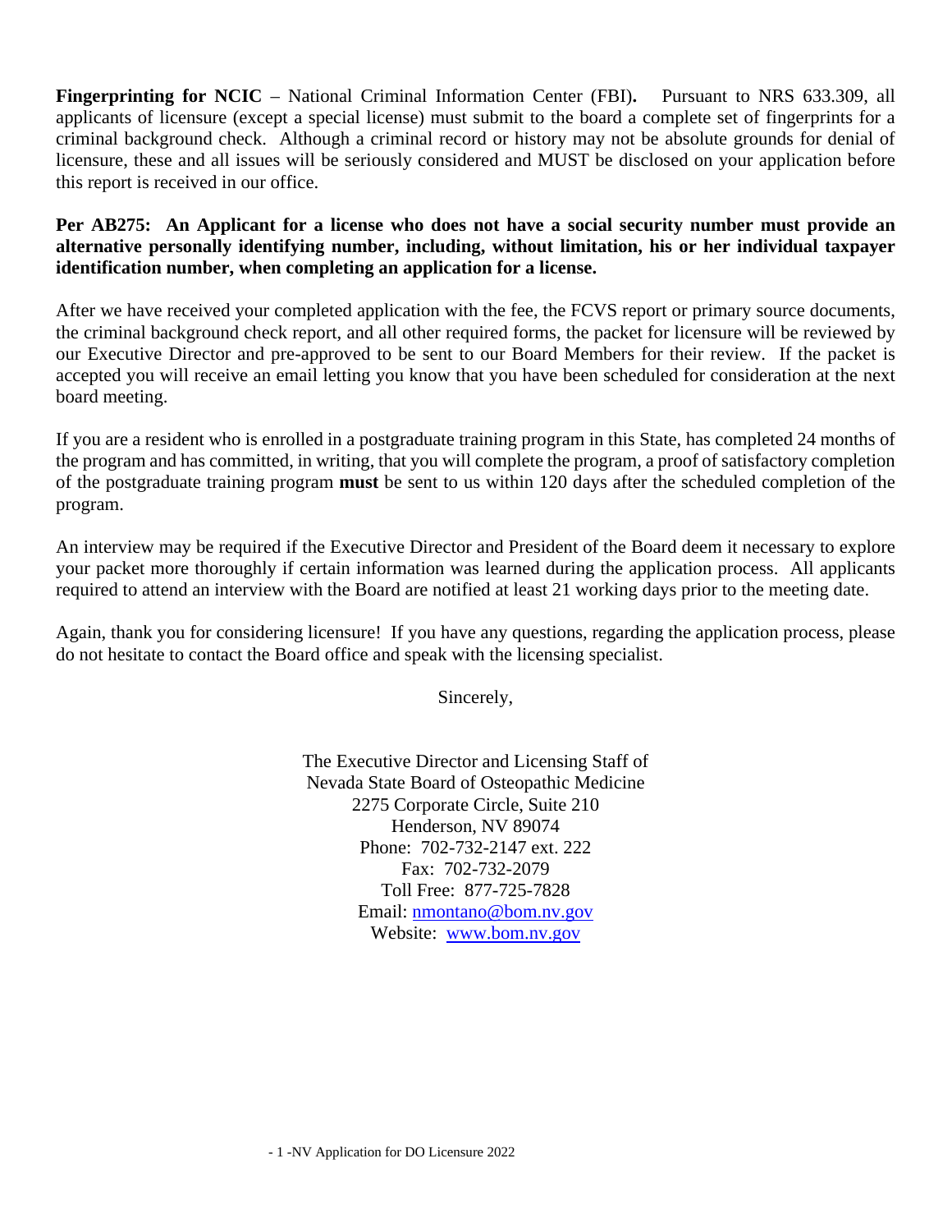**Fingerprinting for NCIC** – National Criminal Information Center (FBI)**.** Pursuant to NRS 633.309, all applicants of licensure (except a special license) must submit to the board a complete set of fingerprints for a criminal background check. Although a criminal record or history may not be absolute grounds for denial of licensure, these and all issues will be seriously considered and MUST be disclosed on your application before this report is received in our office.

**Per AB275: An Applicant for a license who does not have a social security number must provide an alternative personally identifying number, including, without limitation, his or her individual taxpayer identification number, when completing an application for a license.**

After we have received your completed application with the fee, the FCVS report or primary source documents, the criminal background check report, and all other required forms, the packet for licensure will be reviewed by our Executive Director and pre-approved to be sent to our Board Members for their review. If the packet is accepted you will receive an email letting you know that you have been scheduled for consideration at the next board meeting.

If you are a resident who is enrolled in a postgraduate training program in this State, has completed 24 months of the program and has committed, in writing, that you will complete the program, a proof of satisfactory completion of the postgraduate training program **must** be sent to us within 120 days after the scheduled completion of the program.

An interview may be required if the Executive Director and President of the Board deem it necessary to explore your packet more thoroughly if certain information was learned during the application process. All applicants required to attend an interview with the Board are notified at least 21 working days prior to the meeting date.

Again, thank you for considering licensure! If you have any questions, regarding the application process, please do not hesitate to contact the Board office and speak with the licensing specialist.

Sincerely,

The Executive Director and Licensing Staff of
Nevada State Board of Osteopathic Medicine
2275 Corporate Circle, Suite 210
Henderson, NV 89074
Phone: 702-732-2147 ext. 222
Fax: 702-732-2079
Toll Free: 877-725-7828
Email: nmontano@bom.nv.gov
Website: www.bom.nv.gov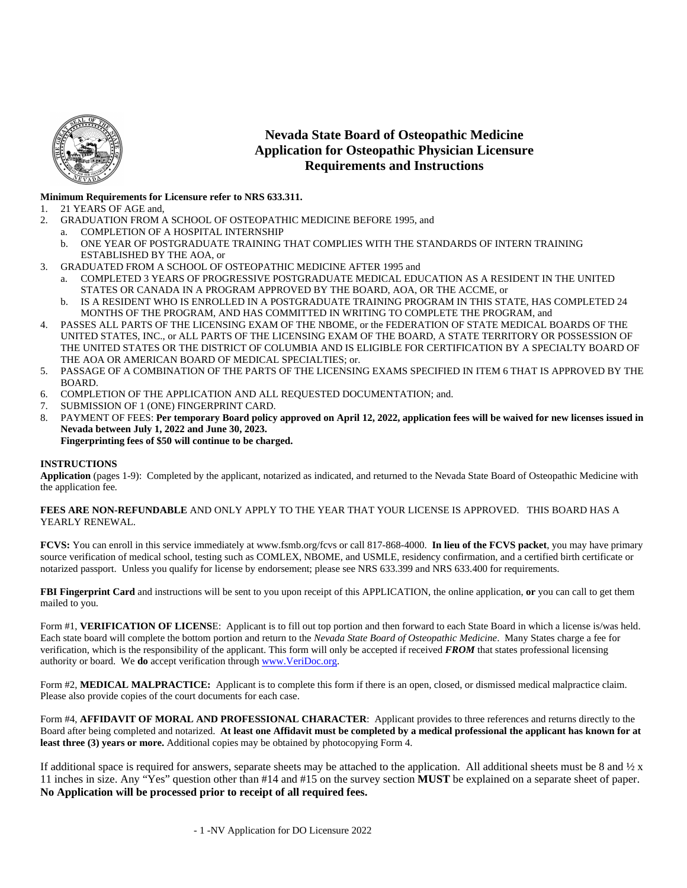# Nevada State Board of Osteopathic Medicine
## Application for Osteopathic Physician Licensure
## Requirements and Instructions

**Minimum Requirements for Licensure refer to NRS 633.311.**

1. 21 YEARS OF AGE and,
2. GRADUATION FROM A SCHOOL OF OSTEOPATHIC MEDICINE BEFORE 1995, and
   a. COMPLETION OF A HOSPITAL INTERNSHIP
   b. ONE YEAR OF POSTGRADUATE TRAINING THAT COMPLIES WITH THE STANDARDS OF INTERN TRAINING ESTABLISHED BY THE AOA, or
3. GRADUATED FROM A SCHOOL OF OSTEOPATHIC MEDICINE AFTER 1995 and
   a. COMPLETED 3 YEARS OF PROGRESSIVE POSTGRADUATE MEDICAL EDUCATION AS A RESIDENT IN THE UNITED STATES OR CANADA IN A PROGRAM APPROVED BY THE BOARD, AOA, OR THE ACCME, or
   b. IS A RESIDENT WHO IS ENROLLED IN A POSTGRADUATE TRAINING PROGRAM IN THIS STATE, HAS COMPLETED 24 MONTHS OF THE PROGRAM, AND HAS COMMITTED IN WRITING TO COMPLETE THE PROGRAM, and
4. PASSES ALL PARTS OF THE LICENSING EXAM OF THE NBOME, or the FEDERATION OF STATE MEDICAL BOARDS OF THE UNITED STATES, INC., or ALL PARTS OF THE LICENSING EXAM OF THE BOARD, A STATE TERRITORY OR POSSESSION OF THE UNITED STATES OR THE DISTRICT OF COLUMBIA AND IS ELIGIBLE FOR CERTIFICATION BY A SPECIALTY BOARD OF THE AOA OR AMERICAN BOARD OF MEDICAL SPECIALTIES; or.
5. PASSAGE OF A COMBINATION OF THE PARTS OF THE LICENSING EXAMS SPECIFIED IN ITEM 6 THAT IS APPROVED BY THE BOARD.
6. COMPLETION OF THE APPLICATION AND ALL REQUESTED DOCUMENTATION; and.
7. SUBMISSION OF 1 (ONE) FINGERPRINT CARD.
8. PAYMENT OF FEES: **Per temporary Board policy approved on April 12, 2022, application fees will be waived for new licenses issued in Nevada between July 1, 2022 and June 30, 2023.**
   **Fingerprinting fees of $50 will continue to be charged.**

**INSTRUCTIONS**

**Application** (pages 1-9): Completed by the applicant, notarized as indicated, and returned to the Nevada State Board of Osteopathic Medicine with the application fee.

**FEES ARE NON-REFUNDABLE** AND ONLY APPLY TO THE YEAR THAT YOUR LICENSE IS APPROVED. THIS BOARD HAS A YEARLY RENEWAL.

**FCVS:** You can enroll in this service immediately at www.fsmb.org/fcvs or call 817-868-4000. **In lieu of the FCVS packet**, you may have primary source verification of medical school, testing such as COMLEX, NBOME, and USMLE, residency confirmation, and a certified birth certificate or notarized passport. Unless you qualify for license by endorsement; please see NRS 633.399 and NRS 633.400 for requirements.

**FBI Fingerprint Card** and instructions will be sent to you upon receipt of this APPLICATION, the online application, **or** you can call to get them mailed to you.

Form #1, **VERIFICATION OF LICENSE**: Applicant is to fill out top portion and then forward to each State Board in which a license is/was held. Each state board will complete the bottom portion and return to the *Nevada State Board of Osteopathic Medicine*. Many States charge a fee for verification, which is the responsibility of the applicant. This form will only be accepted if received ***FROM*** that states professional licensing authority or board. We **do** accept verification through www.VeriDoc.org.

Form #2, **MEDICAL MALPRACTICE:** Applicant is to complete this form if there is an open, closed, or dismissed medical malpractice claim. Please also provide copies of the court documents for each case.

Form #4, **AFFIDAVIT OF MORAL AND PROFESSIONAL CHARACTER**: Applicant provides to three references and returns directly to the Board after being completed and notarized. **At least one Affidavit must be completed by a medical professional the applicant has known for at least three (3) years or more.** Additional copies may be obtained by photocopying Form 4.

If additional space is required for answers, separate sheets may be attached to the application. All additional sheets must be 8 and ½ x 11 inches in size. Any "Yes" question other than #14 and #15 on the survey section **MUST** be explained on a separate sheet of paper.
**No Application will be processed prior to receipt of all required fees.**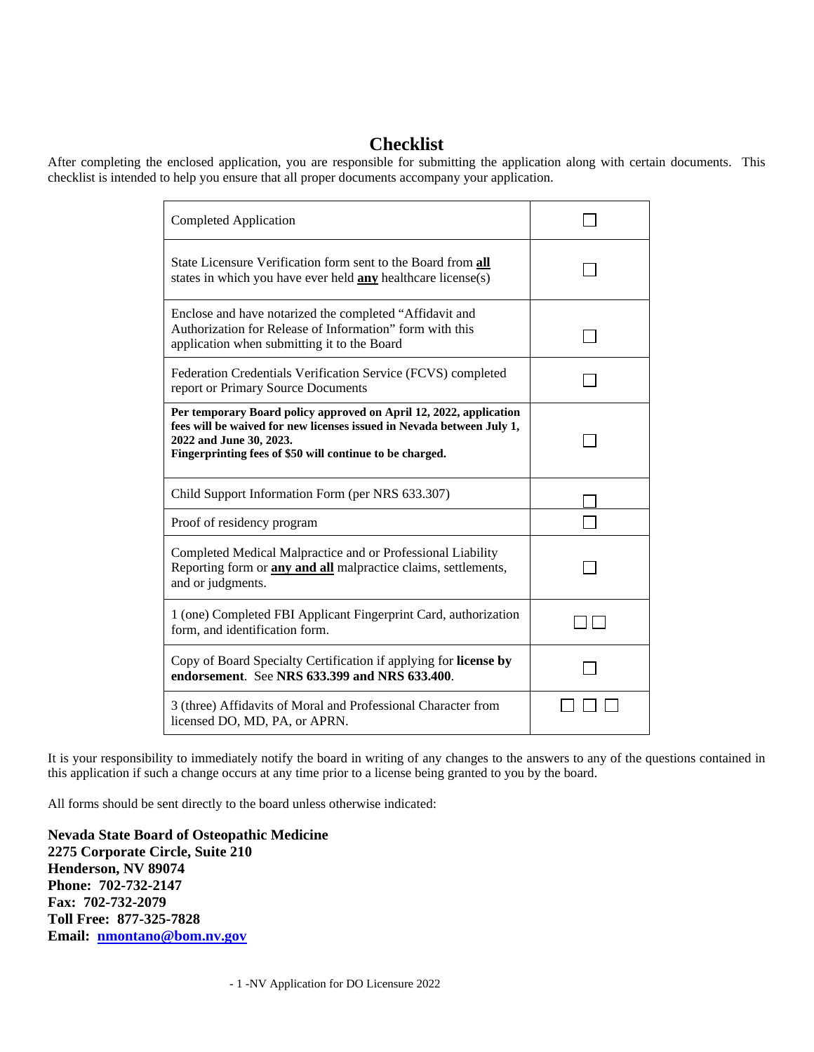# Checklist

After completing the enclosed application, you are responsible for submitting the application along with certain documents. This checklist is intended to help you ensure that all proper documents accompany your application.

| Item | |
|---|---|
| Completed Application | ☐ |
| State Licensure Verification form sent to the Board from **all** states in which you have ever held **any** healthcare license(s) | ☐ |
| Enclose and have notarized the completed "Affidavit and Authorization for Release of Information" form with this application when submitting it to the Board | ☐ |
| Federation Credentials Verification Service (FCVS) completed report or Primary Source Documents | ☐ |
| **Per temporary Board policy approved on April 12, 2022, application fees will be waived for new licenses issued in Nevada between July 1, 2022 and June 30, 2023. Fingerprinting fees of $50 will continue to be charged.** | ☐ |
| Child Support Information Form (per NRS 633.307) | ☐ |
| Proof of residency program | ☐ |
| Completed Medical Malpractice and or Professional Liability Reporting form or **any and all** malpractice claims, settlements, and or judgments. | ☐ |
| 1 (one) Completed FBI Applicant Fingerprint Card, authorization form, and identification form. | ☐ ☐ |
| Copy of Board Specialty Certification if applying for **license by endorsement**. See **NRS 633.399 and NRS 633.400**. | ☐ |
| 3 (three) Affidavits of Moral and Professional Character from licensed DO, MD, PA, or APRN. | ☐ ☐ ☐ |

It is your responsibility to immediately notify the board in writing of any changes to the answers to any of the questions contained in this application if such a change occurs at any time prior to a license being granted to you by the board.

All forms should be sent directly to the board unless otherwise indicated:

**Nevada State Board of Osteopathic Medicine**
**2275 Corporate Circle, Suite 210**
**Henderson, NV 89074**
**Phone: 702-732-2147**
**Fax: 702-732-2079**
**Toll Free: 877-325-7828**
**Email: nmontano@bom.nv.gov**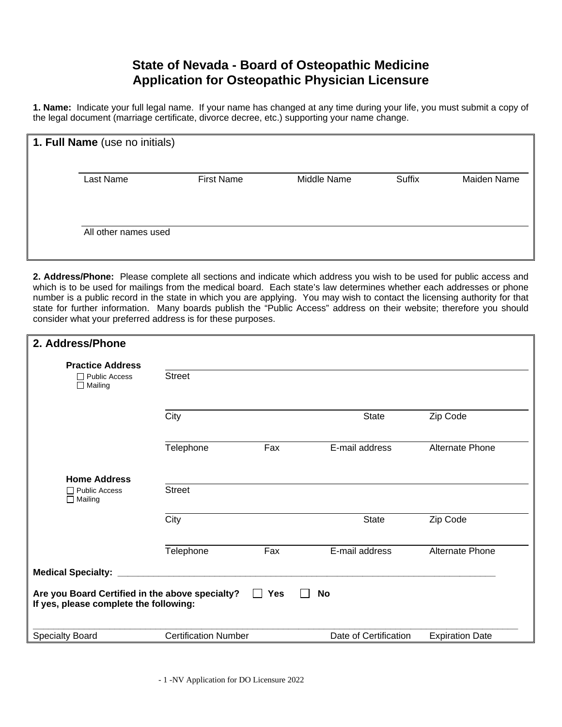# State of Nevada - Board of Osteopathic Medicine
# Application for Osteopathic Physician Licensure

**1. Name:** Indicate your full legal name. If your name has changed at any time during your life, you must submit a copy of the legal document (marriage certificate, divorce decree, etc.) supporting your name change.

**1. Full Name** (use no initials)

| Last Name | First Name | Middle Name | Suffix | Maiden Name |
|---|---|---|---|---|
| | | | | |

All other names used: ____________________

**2. Address/Phone:** Please complete all sections and indicate which address you wish to be used for public access and which is to be used for mailings from the medical board. Each state's law determines whether each addresses or phone number is a public record in the state in which you are applying. You may wish to contact the licensing authority for that state for further information. Many boards publish the "Public Access" address on their website; therefore you should consider what your preferred address is for these purposes.

## 2. Address/Phone

**Practice Address**
- ☐ Public Access
- ☐ Mailing

Street: ____________________

| City | State | Zip Code |
|---|---|---|
| | | |

| Telephone | Fax | E-mail address | Alternate Phone |
|---|---|---|---|
| | | | |

**Home Address**
- ☐ Public Access
- ☐ Mailing

Street: ____________________

| City | State | Zip Code |
|---|---|---|
| | | |

| Telephone | Fax | E-mail address | Alternate Phone |
|---|---|---|---|
| | | | |

**Medical Specialty:** ____________________

**Are you Board Certified in the above specialty?** ☐ **Yes** ☐ **No**
**If yes, please complete the following:**

| Specialty Board | Certification Number | Date of Certification | Expiration Date |
|---|---|---|---|
| | | | |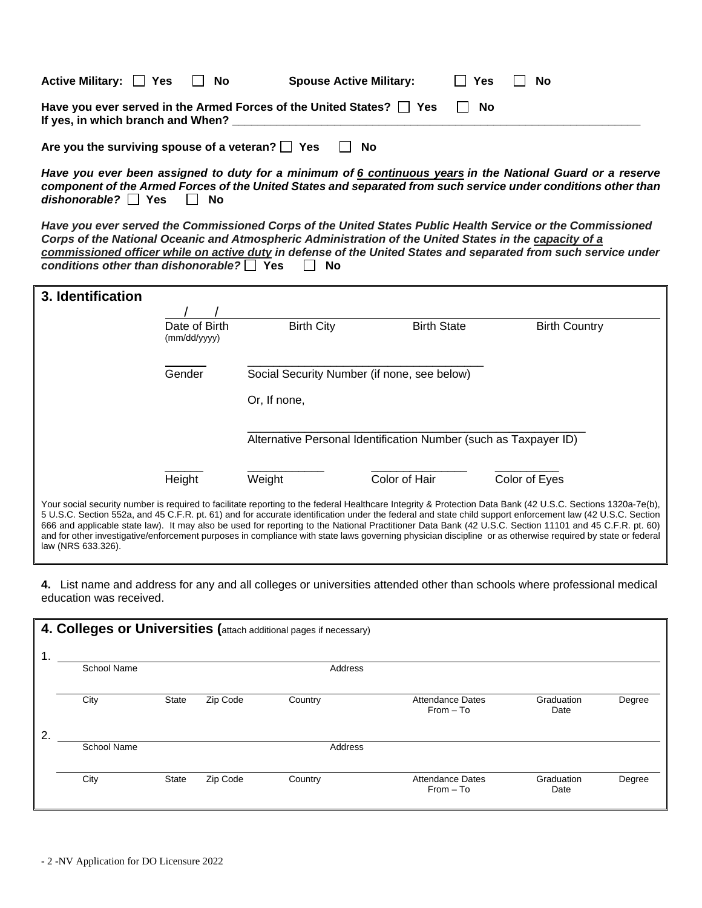**Active Military:** ☐ **Yes** ☐ **No** **Spouse Active Military:** ☐ **Yes** ☐ **No**

**Have you ever served in the Armed Forces of the United States?** ☐ **Yes** ☐ **No**
**If yes, in which branch and When?** ____________________________________________________________

**Are you the surviving spouse of a veteran?** ☐ **Yes** ☐ **No**

***Have you ever been assigned to duty for a minimum of 6 continuous years in the National Guard or a reserve component of the Armed Forces of the United States and separated from such service under conditions other than dishonorable?*** ☐ **Yes** ☐ **No**

***Have you ever served the Commissioned Corps of the United States Public Health Service or the Commissioned Corps of the National Oceanic and Atmospheric Administration of the United States in the capacity of a commissioned officer while on active duty in defense of the United States and separated from such service under conditions other than dishonorable?*** ☐ **Yes** ☐ **No**

## 3. Identification

| ___/___/___ | | | |
|---|---|---|---|
| Date of Birth (mm/dd/yyyy) | Birth City | Birth State | Birth Country |

_______ Gender

_______________________________________ Social Security Number (if none, see below)

Or, If none,

_______________________________________ Alternative Personal Identification Number (such as Taxpayer ID)

| ______ | ____________ | _______________ | __________ |
|---|---|---|---|
| Height | Weight | Color of Hair | Color of Eyes |

Your social security number is required to facilitate reporting to the federal Healthcare Integrity & Protection Data Bank (42 U.S.C. Sections 1320a-7e(b), 5 U.S.C. Section 552a, and 45 C.F.R. pt. 61) and for accurate identification under the federal and state child support enforcement law (42 U.S.C. Section 666 and applicable state law). It may also be used for reporting to the National Practitioner Data Bank (42 U.S.C. Section 11101 and 45 C.F.R. pt. 60) and for other investigative/enforcement purposes in compliance with state laws governing physician discipline or as otherwise required by state or federal law (NRS 633.326).

**4.** List name and address for any and all colleges or universities attended other than schools where professional medical education was received.

## 4. Colleges or Universities (attach additional pages if necessary)

1. ________________________________________________________________

| School Name | | | | Address | | |
|---|---|---|---|---|---|---|
| City | State | Zip Code | Country | Attendance Dates From – To | Graduation Date | Degree |

2. ________________________________________________________________

| School Name | | | | Address | | |
|---|---|---|---|---|---|---|
| City | State | Zip Code | Country | Attendance Dates From – To | Graduation Date | Degree |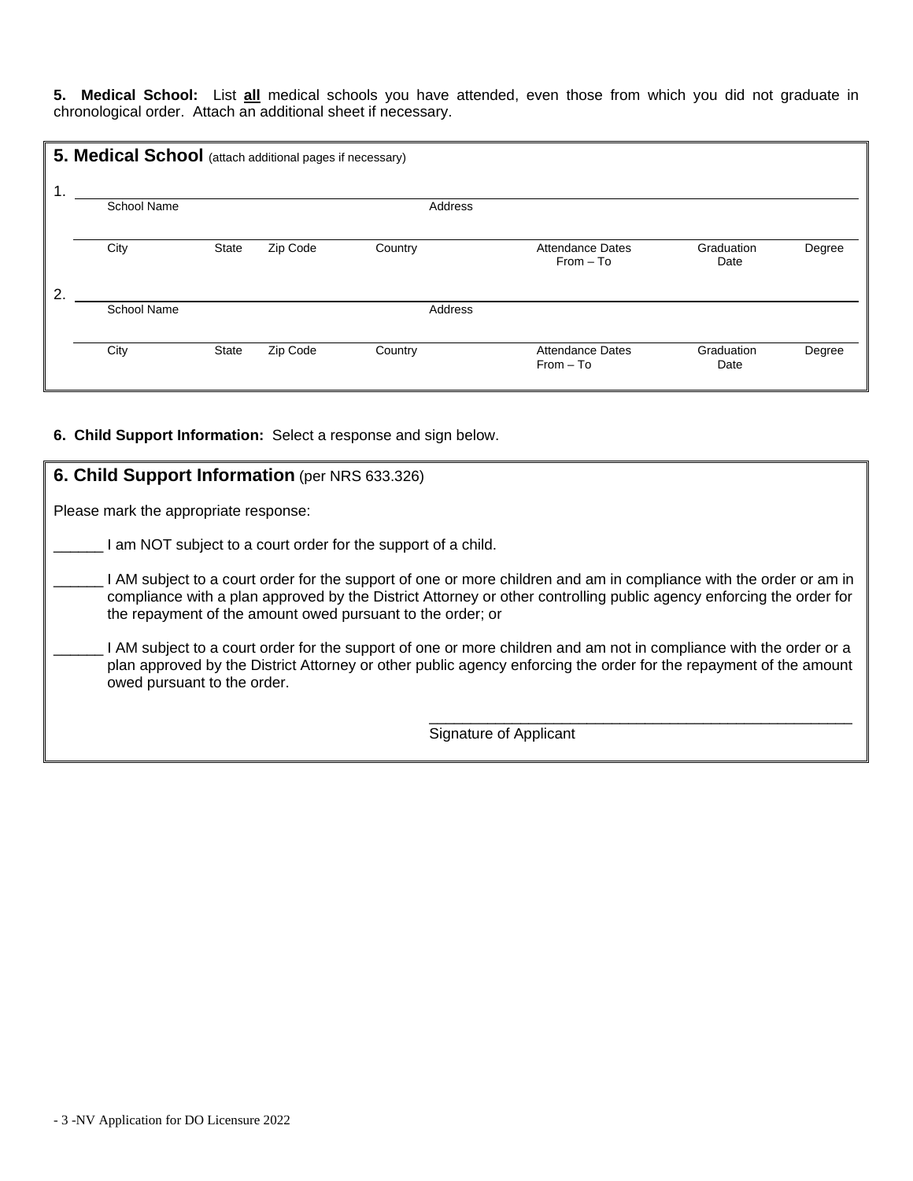**5. Medical School:** List **<u>all</u>** medical schools you have attended, even those from which you did not graduate in chronological order. Attach an additional sheet if necessary.

## 5. Medical School (attach additional pages if necessary)

1. ______________________________________________

| School Name | | | | Address | | |
|---|---|---|---|---|---|---|
| City | State | Zip Code | Country | Attendance Dates From – To | Graduation Date | Degree |

2. ______________________________________________

| School Name | | | | Address | | |
|---|---|---|---|---|---|---|
| City | State | Zip Code | Country | Attendance Dates From – To | Graduation Date | Degree |

**6. Child Support Information:** Select a response and sign below.

## 6. Child Support Information (per NRS 633.326)

Please mark the appropriate response:

______ I am NOT subject to a court order for the support of a child.

______ I AM subject to a court order for the support of one or more children and am in compliance with the order or am in compliance with a plan approved by the District Attorney or other controlling public agency enforcing the order for the repayment of the amount owed pursuant to the order; or

______ I AM subject to a court order for the support of one or more children and am not in compliance with the order or a plan approved by the District Attorney or other public agency enforcing the order for the repayment of the amount owed pursuant to the order.

_____________________________________________________
Signature of Applicant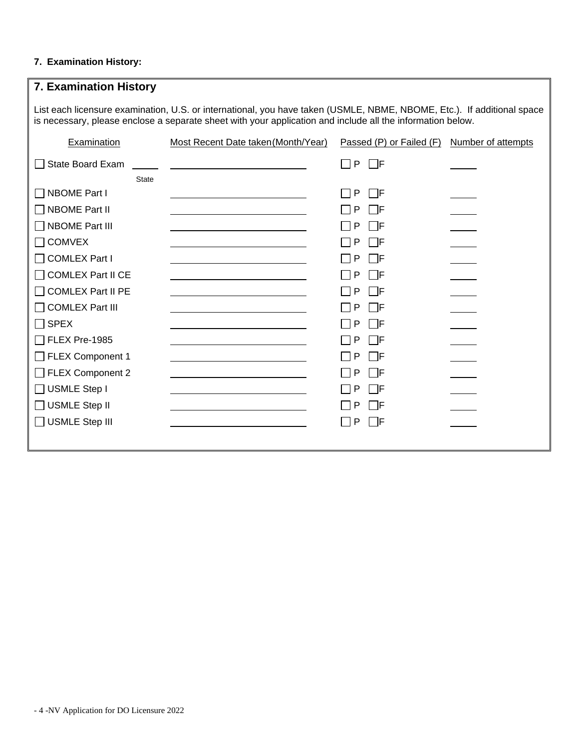**7. Examination History:**

## 7. Examination History

List each licensure examination, U.S. or international, you have taken (USMLE, NBME, NBOME, Etc.). If additional space is necessary, please enclose a separate sheet with your application and include all the information below.

| Examination | Most Recent Date taken(Month/Year) | Passed (P) or Failed (F) | Number of attempts |
| --- | --- | --- | --- |
| ☐ State Board Exam ______ State | ______________ | ☐ P ☐ F | ______ |
| ☐ NBOME Part I | ______________ | ☐ P ☐ F | ______ |
| ☐ NBOME Part II | ______________ | ☐ P ☐ F | ______ |
| ☐ NBOME Part III | ______________ | ☐ P ☐ F | ______ |
| ☐ COMVEX | ______________ | ☐ P ☐ F | ______ |
| ☐ COMLEX Part I | ______________ | ☐ P ☐ F | ______ |
| ☐ COMLEX Part II CE | ______________ | ☐ P ☐ F | ______ |
| ☐ COMLEX Part II PE | ______________ | ☐ P ☐ F | ______ |
| ☐ COMLEX Part III | ______________ | ☐ P ☐ F | ______ |
| ☐ SPEX | ______________ | ☐ P ☐ F | ______ |
| ☐ FLEX Pre-1985 | ______________ | ☐ P ☐ F | ______ |
| ☐ FLEX Component 1 | ______________ | ☐ P ☐ F | ______ |
| ☐ FLEX Component 2 | ______________ | ☐ P ☐ F | ______ |
| ☐ USMLE Step I | ______________ | ☐ P ☐ F | ______ |
| ☐ USMLE Step II | ______________ | ☐ P ☐ F | ______ |
| ☐ USMLE Step III | ______________ | ☐ P ☐ F | ______ |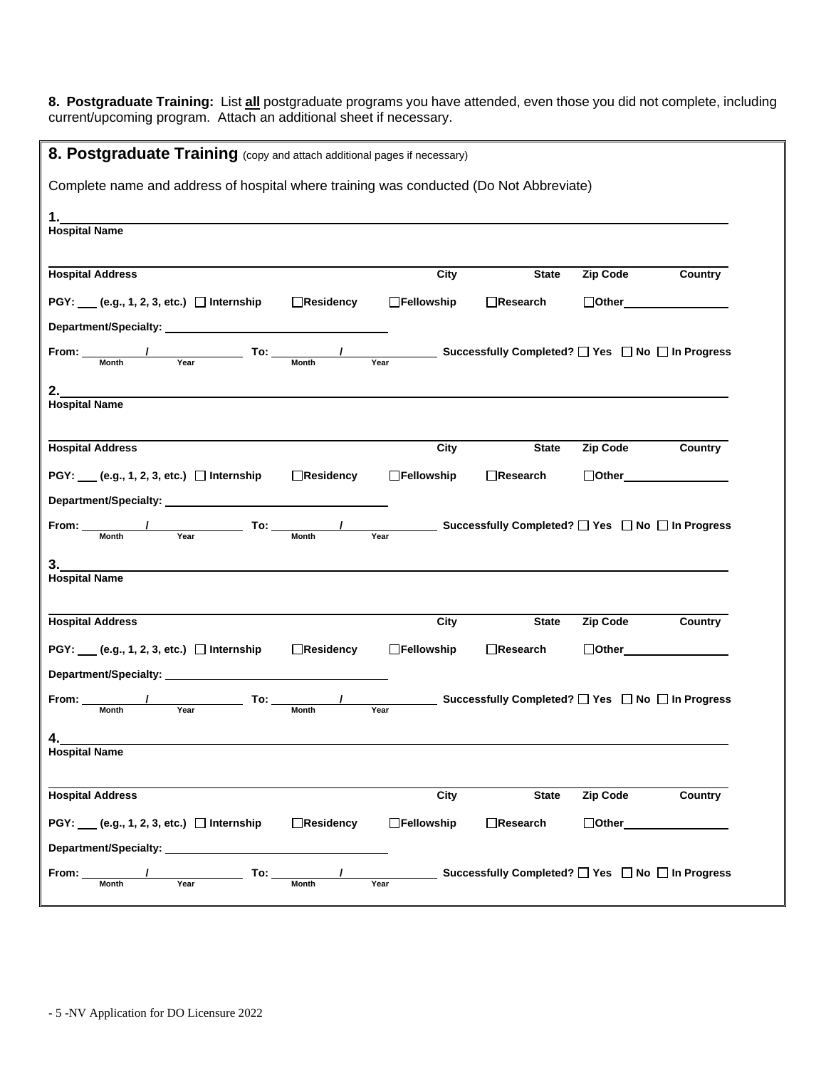**8. Postgraduate Training:** List **all** postgraduate programs you have attended, even those you did not complete, including current/upcoming program. Attach an additional sheet if necessary.

## 8. Postgraduate Training (copy and attach additional pages if necessary)

Complete name and address of hospital where training was conducted (Do Not Abbreviate)

**1.** ______________________________________________
**Hospital Name**

______________________________________________
**Hospital Address** **City** **State** **Zip Code** **Country**

**PGY:** ___ **(e.g., 1, 2, 3, etc.)** ☐ **Internship** ☐ **Residency** ☐ **Fellowship** ☐ **Research** ☐ **Other** ________

**Department/Specialty:** ______________________

**From:** ______ / ______ (Month / Year) **To:** ______ / ______ (Month / Year) **Successfully Completed?** ☐ **Yes** ☐ **No** ☐ **In Progress**

**2.** ______________________________________________
**Hospital Name**

______________________________________________
**Hospital Address** **City** **State** **Zip Code** **Country**

**PGY:** ___ **(e.g., 1, 2, 3, etc.)** ☐ **Internship** ☐ **Residency** ☐ **Fellowship** ☐ **Research** ☐ **Other** ________

**Department/Specialty:** ______________________

**From:** ______ / ______ (Month / Year) **To:** ______ / ______ (Month / Year) **Successfully Completed?** ☐ **Yes** ☐ **No** ☐ **In Progress**

**3.** ______________________________________________
**Hospital Name**

______________________________________________
**Hospital Address** **City** **State** **Zip Code** **Country**

**PGY:** ___ **(e.g., 1, 2, 3, etc.)** ☐ **Internship** ☐ **Residency** ☐ **Fellowship** ☐ **Research** ☐ **Other** ________

**Department/Specialty:** ______________________

**From:** ______ / ______ (Month / Year) **To:** ______ / ______ (Month / Year) **Successfully Completed?** ☐ **Yes** ☐ **No** ☐ **In Progress**

**4.** ______________________________________________
**Hospital Name**

______________________________________________
**Hospital Address** **City** **State** **Zip Code** **Country**

**PGY:** ___ **(e.g., 1, 2, 3, etc.)** ☐ **Internship** ☐ **Residency** ☐ **Fellowship** ☐ **Research** ☐ **Other** ________

**Department/Specialty:** ______________________

**From:** ______ / ______ (Month / Year) **To:** ______ / ______ (Month / Year) **Successfully Completed?** ☐ **Yes** ☐ **No** ☐ **In Progress**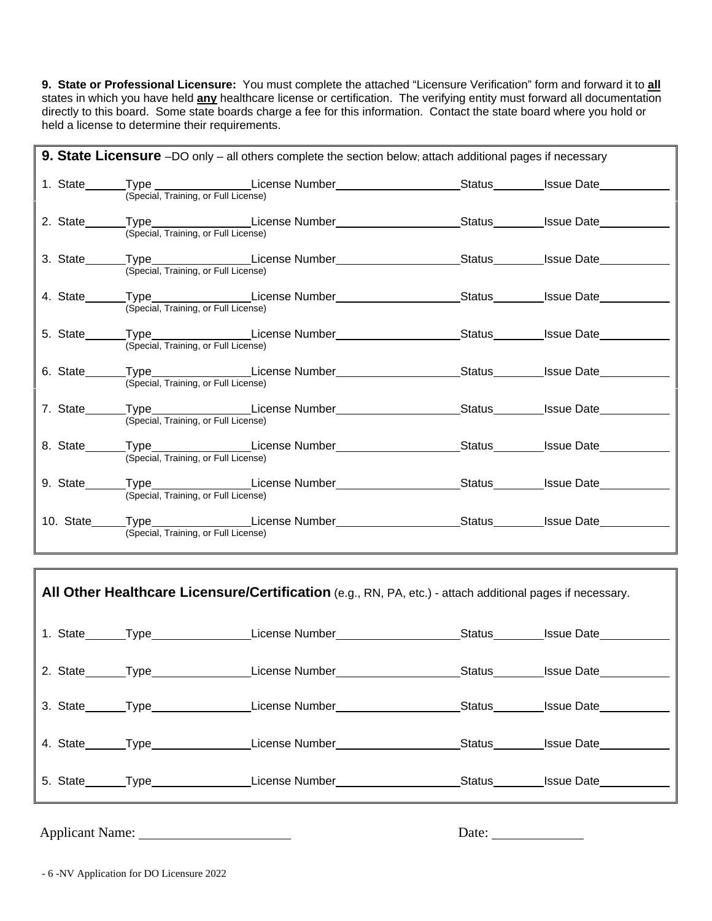**9. State or Professional Licensure:** You must complete the attached "Licensure Verification" form and forward it to **all** states in which you have held **any** healthcare license or certification. The verifying entity must forward all documentation directly to this board. Some state boards charge a fee for this information. Contact the state board where you hold or held a license to determine their requirements.

**9. State Licensure** –DO only – all others complete the section below; attach additional pages if necessary

1. State______Type ________________License Number____________________Status________Issue Date___________
   (Special, Training, or Full License)

2. State______Type________________License Number____________________Status________Issue Date___________
   (Special, Training, or Full License)

3. State______Type________________License Number____________________Status________Issue Date___________
   (Special, Training, or Full License)

4. State______Type________________License Number____________________Status________Issue Date___________
   (Special, Training, or Full License)

5. State______Type________________License Number____________________Status________Issue Date___________
   (Special, Training, or Full License)

6. State______Type________________License Number____________________Status________Issue Date___________
   (Special, Training, or Full License)

7. State______Type________________License Number____________________Status________Issue Date___________
   (Special, Training, or Full License)

8. State______Type________________License Number____________________Status________Issue Date___________
   (Special, Training, or Full License)

9. State______Type________________License Number____________________Status________Issue Date___________
   (Special, Training, or Full License)

10. State_____Type________________License Number____________________Status________Issue Date___________
    (Special, Training, or Full License)

**All Other Healthcare Licensure/Certification** (e.g., RN, PA, etc.) - attach additional pages if necessary.

1. State______Type________________License Number____________________Status________Issue Date___________

2. State______Type________________License Number____________________Status________Issue Date___________

3. State______Type________________License Number____________________Status________Issue Date___________

4. State______Type________________License Number____________________Status________Issue Date___________

5. State______Type________________License Number____________________Status________Issue Date___________

Applicant Name: ______________________ Date: ______________

- 6 -NV Application for DO Licensure 2022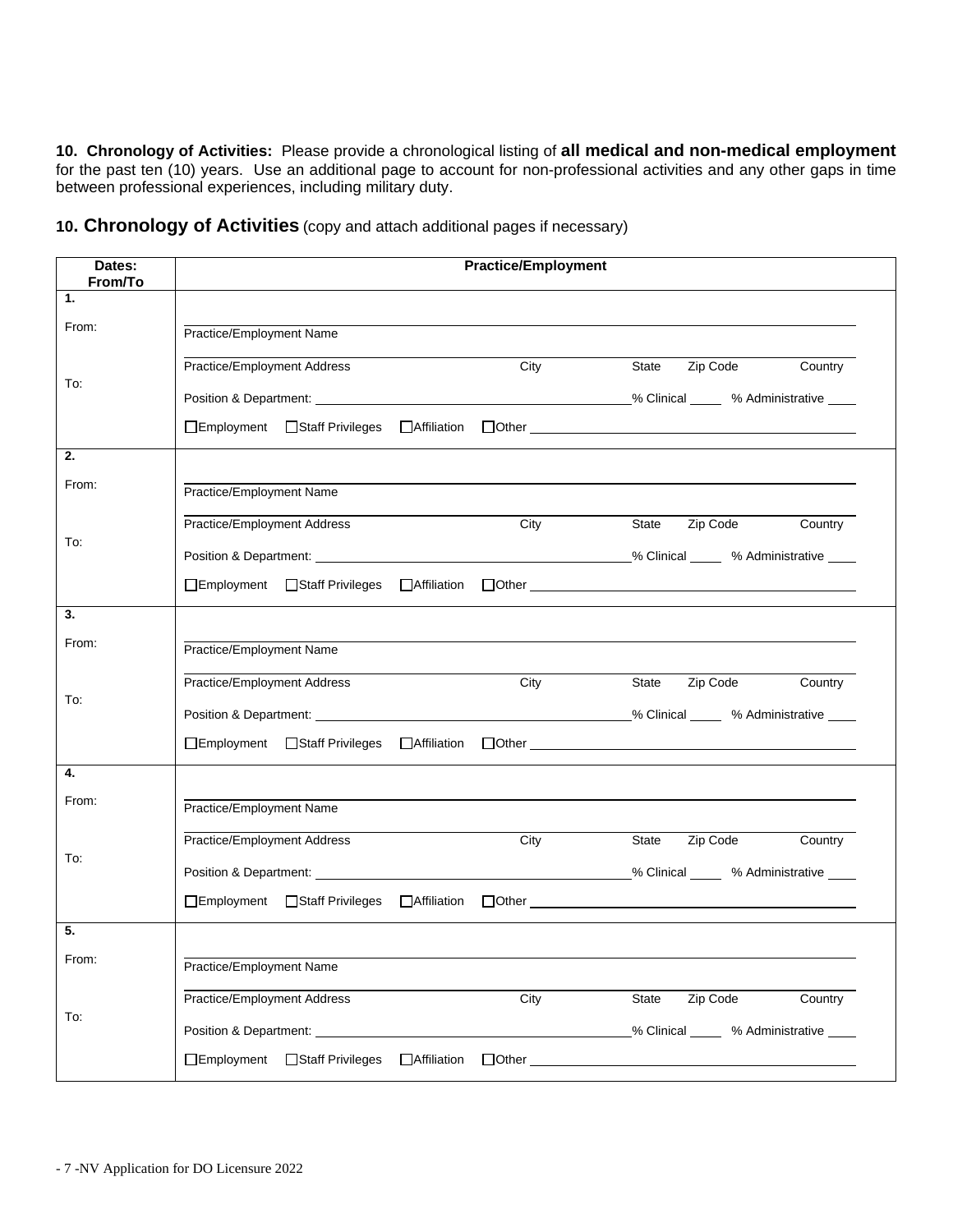**10. Chronology of Activities:** Please provide a chronological listing of **all medical and non-medical employment** for the past ten (10) years. Use an additional page to account for non-professional activities and any other gaps in time between professional experiences, including military duty.

## 10. Chronology of Activities (copy and attach additional pages if necessary)

| Dates: From/To | Practice/Employment |
|---|---|
| **1.**<br>From:<br><br>To: | Practice/Employment Name<br>Practice/Employment Address &nbsp;&nbsp; City &nbsp;&nbsp; State &nbsp;&nbsp; Zip Code &nbsp;&nbsp; Country<br>Position & Department: ______ % Clinical ____ % Administrative ____<br>☐Employment ☐Staff Privileges ☐Affiliation ☐Other ______ |
| **2.**<br>From:<br><br>To: | Practice/Employment Name<br>Practice/Employment Address &nbsp;&nbsp; City &nbsp;&nbsp; State &nbsp;&nbsp; Zip Code &nbsp;&nbsp; Country<br>Position & Department: ______ % Clinical ____ % Administrative ____<br>☐Employment ☐Staff Privileges ☐Affiliation ☐Other ______ |
| **3.**<br>From:<br><br>To: | Practice/Employment Name<br>Practice/Employment Address &nbsp;&nbsp; City &nbsp;&nbsp; State &nbsp;&nbsp; Zip Code &nbsp;&nbsp; Country<br>Position & Department: ______ % Clinical ____ % Administrative ____<br>☐Employment ☐Staff Privileges ☐Affiliation ☐Other ______ |
| **4.**<br>From:<br><br>To: | Practice/Employment Name<br>Practice/Employment Address &nbsp;&nbsp; City &nbsp;&nbsp; State &nbsp;&nbsp; Zip Code &nbsp;&nbsp; Country<br>Position & Department: ______ % Clinical ____ % Administrative ____<br>☐Employment ☐Staff Privileges ☐Affiliation ☐Other ______ |
| **5.**<br>From:<br><br>To: | Practice/Employment Name<br>Practice/Employment Address &nbsp;&nbsp; City &nbsp;&nbsp; State &nbsp;&nbsp; Zip Code &nbsp;&nbsp; Country<br>Position & Department: ______ % Clinical ____ % Administrative ____<br>☐Employment ☐Staff Privileges ☐Affiliation ☐Other ______ |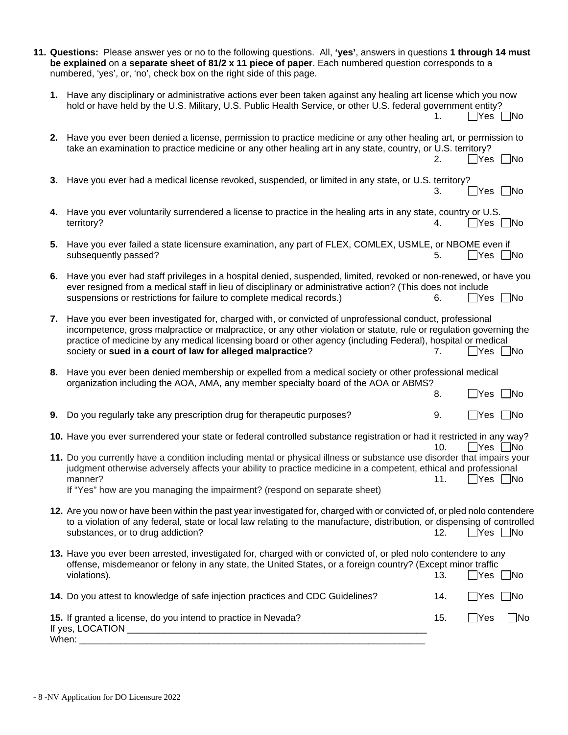**11. Questions:** Please answer yes or no to the following questions. All, **'yes'**, answers in questions **1 through 14 must be explained** on a **separate sheet of 81/2 x 11 piece of paper**. Each numbered question corresponds to a numbered, 'yes', or, 'no', check box on the right side of this page.

1. Have any disciplinary or administrative actions ever been taken against any healing art license which you now hold or have held by the U.S. Military, U.S. Public Health Service, or other U.S. federal government entity?
   1. ☐Yes ☐No

2. Have you ever been denied a license, permission to practice medicine or any other healing art, or permission to take an examination to practice medicine or any other healing art in any state, country, or U.S. territory?
   2. ☐Yes ☐No

3. Have you ever had a medical license revoked, suspended, or limited in any state, or U.S. territory?
   3. ☐Yes ☐No

4. Have you ever voluntarily surrendered a license to practice in the healing arts in any state, country or U.S. territory?
   4. ☐Yes ☐No

5. Have you ever failed a state licensure examination, any part of FLEX, COMLEX, USMLE, or NBOME even if subsequently passed?
   5. ☐Yes ☐No

6. Have you ever had staff privileges in a hospital denied, suspended, limited, revoked or non-renewed, or have you ever resigned from a medical staff in lieu of disciplinary or administrative action? (This does not include suspensions or restrictions for failure to complete medical records.)
   6. ☐Yes ☐No

7. Have you ever been investigated for, charged with, or convicted of unprofessional conduct, professional incompetence, gross malpractice or malpractice, or any other violation or statute, rule or regulation governing the practice of medicine by any medical licensing board or other agency (including Federal), hospital or medical society or **sued in a court of law for alleged malpractice**?
   7. ☐Yes ☐No

8. Have you ever been denied membership or expelled from a medical society or other professional medical organization including the AOA, AMA, any member specialty board of the AOA or ABMS?
   8. ☐Yes ☐No

9. Do you regularly take any prescription drug for therapeutic purposes?
   9. ☐Yes ☐No

10. Have you ever surrendered your state or federal controlled substance registration or had it restricted in any way?
    10. ☐Yes ☐No

11. Do you currently have a condition including mental or physical illness or substance use disorder that impairs your judgment otherwise adversely affects your ability to practice medicine in a competent, ethical and professional manner?
    11. ☐Yes ☐No
    If "Yes" how are you managing the impairment? (respond on separate sheet)

12. Are you now or have been within the past year investigated for, charged with or convicted of, or pled nolo contendere to a violation of any federal, state or local law relating to the manufacture, distribution, or dispensing of controlled substances, or to drug addiction?
    12. ☐Yes ☐No

13. Have you ever been arrested, investigated for, charged with or convicted of, or pled nolo contendere to any offense, misdemeanor or felony in any state, the United States, or a foreign country? (Except minor traffic violations).
    13. ☐Yes ☐No

14. Do you attest to knowledge of safe injection practices and CDC Guidelines?
    14. ☐Yes ☐No

15. If granted a license, do you intend to practice in Nevada?
    15. ☐Yes ☐No
    If yes, LOCATION ______________________________________________________________
    When: ___________________________________________________________________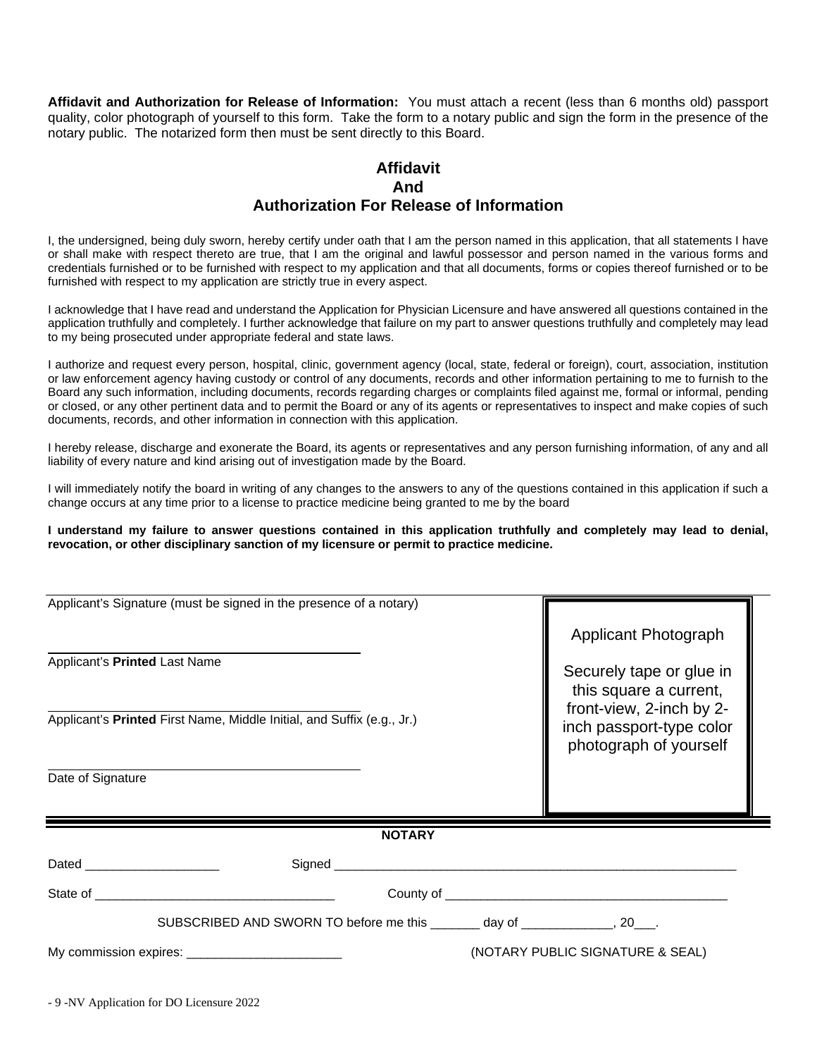**Affidavit and Authorization for Release of Information:** You must attach a recent (less than 6 months old) passport quality, color photograph of yourself to this form. Take the form to a notary public and sign the form in the presence of the notary public. The notarized form then must be sent directly to this Board.

## Affidavit
## And
## Authorization For Release of Information

I, the undersigned, being duly sworn, hereby certify under oath that I am the person named in this application, that all statements I have or shall make with respect thereto are true, that I am the original and lawful possessor and person named in the various forms and credentials furnished or to be furnished with respect to my application and that all documents, forms or copies thereof furnished or to be furnished with respect to my application are strictly true in every aspect.

I acknowledge that I have read and understand the Application for Physician Licensure and have answered all questions contained in the application truthfully and completely. I further acknowledge that failure on my part to answer questions truthfully and completely may lead to my being prosecuted under appropriate federal and state laws.

I authorize and request every person, hospital, clinic, government agency (local, state, federal or foreign), court, association, institution or law enforcement agency having custody or control of any documents, records and other information pertaining to me to furnish to the Board any such information, including documents, records regarding charges or complaints filed against me, formal or informal, pending or closed, or any other pertinent data and to permit the Board or any of its agents or representatives to inspect and make copies of such documents, records, and other information in connection with this application.

I hereby release, discharge and exonerate the Board, its agents or representatives and any person furnishing information, of any and all liability of every nature and kind arising out of investigation made by the Board.

I will immediately notify the board in writing of any changes to the answers to any of the questions contained in this application if such a change occurs at any time prior to a license to practice medicine being granted to me by the board

**I understand my failure to answer questions contained in this application truthfully and completely may lead to denial, revocation, or other disciplinary sanction of my licensure or permit to practice medicine.**

Applicant's Signature (must be signed in the presence of a notary)

_____________________________________________
Applicant's **Printed** Last Name

_____________________________________________
Applicant's **Printed** First Name, Middle Initial, and Suffix (e.g., Jr.)

_____________________________________________
Date of Signature

Applicant Photograph

Securely tape or glue in this square a current, front-view, 2-inch by 2-inch passport-type color photograph of yourself

**NOTARY**

Dated ___________________ Signed ___________________________________________________________

State of __________________________________ County of ________________________________________

SUBSCRIBED AND SWORN TO before me this _______ day of _____________, 20___.

My commission expires: ______________________ (NOTARY PUBLIC SIGNATURE & SEAL)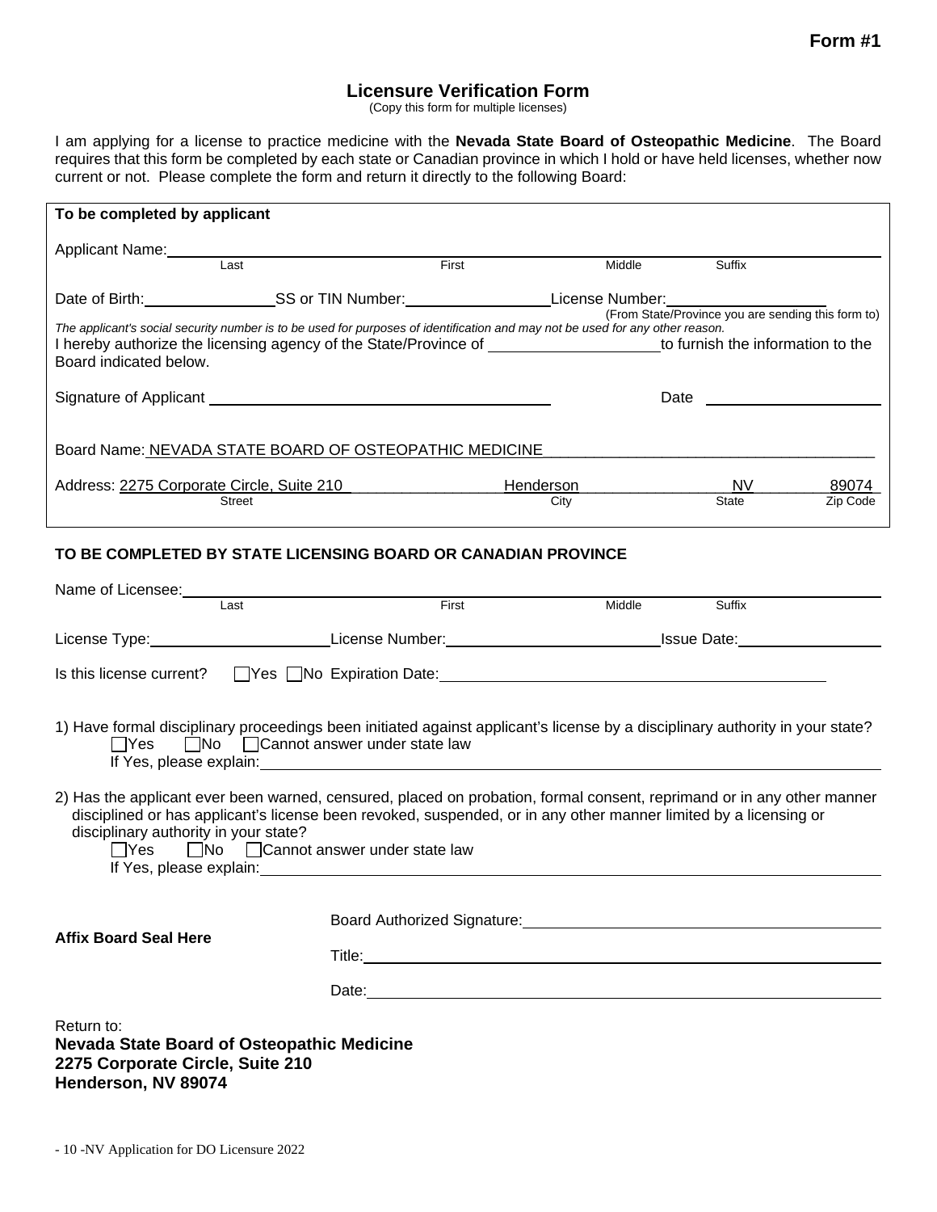**Form #1**

# Licensure Verification Form

(Copy this form for multiple licenses)

I am applying for a license to practice medicine with the **Nevada State Board of Osteopathic Medicine**. The Board requires that this form be completed by each state or Canadian province in which I hold or have held licenses, whether now current or not. Please complete the form and return it directly to the following Board:

**To be completed by applicant**

Applicant Name: ______________________________________________
Last First Middle Suffix

Date of Birth: ______________ SS or TIN Number: ______________ License Number: ______________
(From State/Province you are sending this form to)

*The applicant's social security number is to be used for purposes of identification and may not be used for any other reason.*

I hereby authorize the licensing agency of the State/Province of ____________________ to furnish the information to the Board indicated below.

Signature of Applicant ________________________________ Date ____________________

Board Name: NEVADA STATE BOARD OF OSTEOPATHIC MEDICINE

Address: 2275 Corporate Circle, Suite 210 Henderson NV 89074
Street City State Zip Code

**TO BE COMPLETED BY STATE LICENSING BOARD OR CANADIAN PROVINCE**

Name of Licensee: ______________________________________________
Last First Middle Suffix

License Type: ____________________ License Number: ____________________ Issue Date: ______________

Is this license current? ☐Yes ☐No Expiration Date: ________________________________

1) Have formal disciplinary proceedings been initiated against applicant's license by a disciplinary authority in your state?
☐Yes ☐No ☐Cannot answer under state law
If Yes, please explain: ________________________________________________

2) Has the applicant ever been warned, censured, placed on probation, formal consent, reprimand or in any other manner disciplined or has applicant's license been revoked, suspended, or in any other manner limited by a licensing or disciplinary authority in your state?
☐Yes ☐No ☐Cannot answer under state law
If Yes, please explain: ________________________________________________

**Affix Board Seal Here**

Board Authorized Signature: ________________________________

Title: ________________________________

Date: ________________________________

Return to:
**Nevada State Board of Osteopathic Medicine**
**2275 Corporate Circle, Suite 210**
**Henderson, NV 89074**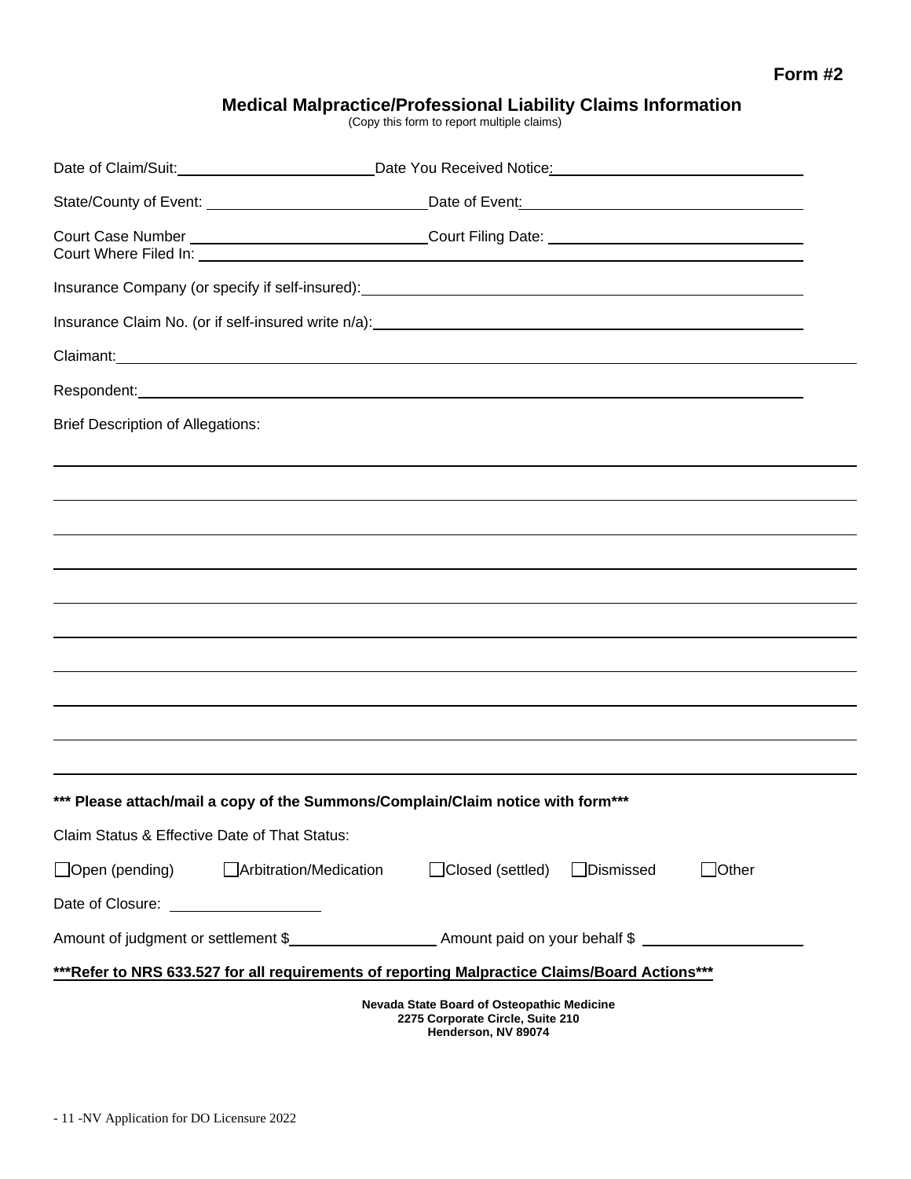**Form #2**

## Medical Malpractice/Professional Liability Claims Information

(Copy this form to report multiple claims)

Date of Claim/Suit: \_\_\_\_\_\_\_\_\_\_\_\_\_\_\_\_\_\_\_\_ Date You Received Notice: \_\_\_\_\_\_\_\_\_\_\_\_\_\_\_\_\_\_\_\_

State/County of Event: \_\_\_\_\_\_\_\_\_\_\_\_\_\_\_\_\_\_\_\_ Date of Event: \_\_\_\_\_\_\_\_\_\_\_\_\_\_\_\_\_\_\_\_

Court Case Number \_\_\_\_\_\_\_\_\_\_\_\_\_\_\_\_\_\_\_\_ Court Filing Date: \_\_\_\_\_\_\_\_\_\_\_\_\_\_\_\_\_\_\_\_
Court Where Filed In: \_\_\_\_\_\_\_\_\_\_\_\_\_\_\_\_\_\_\_\_

Insurance Company (or specify if self-insured): \_\_\_\_\_\_\_\_\_\_\_\_\_\_\_\_\_\_\_\_

Insurance Claim No. (or if self-insured write n/a): \_\_\_\_\_\_\_\_\_\_\_\_\_\_\_\_\_\_\_\_

Claimant: \_\_\_\_\_\_\_\_\_\_\_\_\_\_\_\_\_\_\_\_

Respondent: \_\_\_\_\_\_\_\_\_\_\_\_\_\_\_\_\_\_\_\_

Brief Description of Allegations:

\_\_\_\_\_\_\_\_\_\_\_\_\_\_\_\_\_\_\_\_\_\_\_\_\_\_\_\_\_\_\_\_\_\_\_\_\_\_\_\_\_\_\_\_\_\_\_\_\_\_\_\_\_\_\_\_\_\_\_\_\_\_\_\_\_\_\_\_\_\_\_\_\_\_\_\_\_\_

\_\_\_\_\_\_\_\_\_\_\_\_\_\_\_\_\_\_\_\_\_\_\_\_\_\_\_\_\_\_\_\_\_\_\_\_\_\_\_\_\_\_\_\_\_\_\_\_\_\_\_\_\_\_\_\_\_\_\_\_\_\_\_\_\_\_\_\_\_\_\_\_\_\_\_\_\_\_

\_\_\_\_\_\_\_\_\_\_\_\_\_\_\_\_\_\_\_\_\_\_\_\_\_\_\_\_\_\_\_\_\_\_\_\_\_\_\_\_\_\_\_\_\_\_\_\_\_\_\_\_\_\_\_\_\_\_\_\_\_\_\_\_\_\_\_\_\_\_\_\_\_\_\_\_\_\_

\_\_\_\_\_\_\_\_\_\_\_\_\_\_\_\_\_\_\_\_\_\_\_\_\_\_\_\_\_\_\_\_\_\_\_\_\_\_\_\_\_\_\_\_\_\_\_\_\_\_\_\_\_\_\_\_\_\_\_\_\_\_\_\_\_\_\_\_\_\_\_\_\_\_\_\_\_\_

\_\_\_\_\_\_\_\_\_\_\_\_\_\_\_\_\_\_\_\_\_\_\_\_\_\_\_\_\_\_\_\_\_\_\_\_\_\_\_\_\_\_\_\_\_\_\_\_\_\_\_\_\_\_\_\_\_\_\_\_\_\_\_\_\_\_\_\_\_\_\_\_\_\_\_\_\_\_

\_\_\_\_\_\_\_\_\_\_\_\_\_\_\_\_\_\_\_\_\_\_\_\_\_\_\_\_\_\_\_\_\_\_\_\_\_\_\_\_\_\_\_\_\_\_\_\_\_\_\_\_\_\_\_\_\_\_\_\_\_\_\_\_\_\_\_\_\_\_\_\_\_\_\_\_\_\_

\_\_\_\_\_\_\_\_\_\_\_\_\_\_\_\_\_\_\_\_\_\_\_\_\_\_\_\_\_\_\_\_\_\_\_\_\_\_\_\_\_\_\_\_\_\_\_\_\_\_\_\_\_\_\_\_\_\_\_\_\_\_\_\_\_\_\_\_\_\_\_\_\_\_\_\_\_\_

\_\_\_\_\_\_\_\_\_\_\_\_\_\_\_\_\_\_\_\_\_\_\_\_\_\_\_\_\_\_\_\_\_\_\_\_\_\_\_\_\_\_\_\_\_\_\_\_\_\_\_\_\_\_\_\_\_\_\_\_\_\_\_\_\_\_\_\_\_\_\_\_\_\_\_\_\_\_

\_\_\_\_\_\_\_\_\_\_\_\_\_\_\_\_\_\_\_\_\_\_\_\_\_\_\_\_\_\_\_\_\_\_\_\_\_\_\_\_\_\_\_\_\_\_\_\_\_\_\_\_\_\_\_\_\_\_\_\_\_\_\_\_\_\_\_\_\_\_\_\_\_\_\_\_\_\_

\_\_\_\_\_\_\_\_\_\_\_\_\_\_\_\_\_\_\_\_\_\_\_\_\_\_\_\_\_\_\_\_\_\_\_\_\_\_\_\_\_\_\_\_\_\_\_\_\_\_\_\_\_\_\_\_\_\_\_\_\_\_\_\_\_\_\_\_\_\_\_\_\_\_\_\_\_\_

**\*\*\* Please attach/mail a copy of the Summons/Complain/Claim notice with form\*\*\***

Claim Status & Effective Date of That Status:

☐ Open (pending) ☐ Arbitration/Medication ☐ Closed (settled) ☐ Dismissed ☐ Other

Date of Closure: \_\_\_\_\_\_\_\_\_\_\_\_\_\_\_\_\_\_\_\_

Amount of judgment or settlement $\_\_\_\_\_\_\_\_\_\_\_\_\_\_\_\_\_\_\_\_ Amount paid on your behalf $ \_\_\_\_\_\_\_\_\_\_\_\_\_\_\_\_\_\_\_\_

**\*\*\*Refer to NRS 633.527 for all requirements of reporting Malpractice Claims/Board Actions\*\*\***

**Nevada State Board of Osteopathic Medicine**
**2275 Corporate Circle, Suite 210**
**Henderson, NV 89074**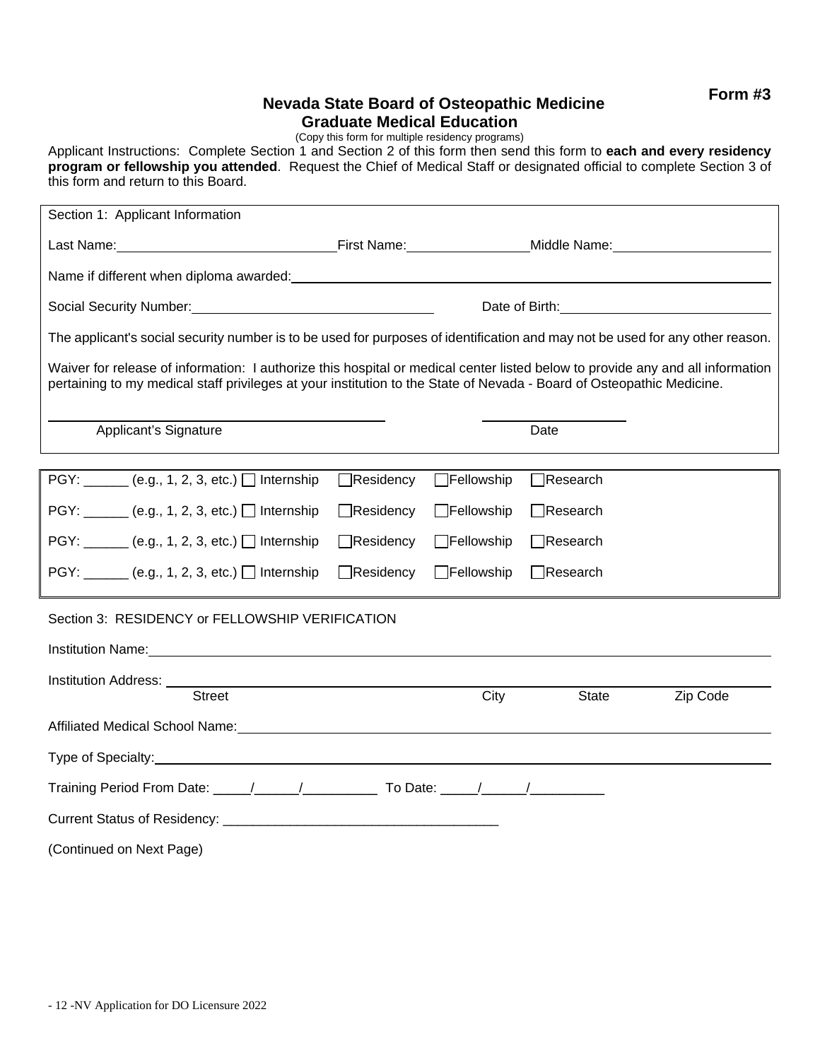**Form #3**

# Nevada State Board of Osteopathic Medicine
## Graduate Medical Education

(Copy this form for multiple residency programs)

Applicant Instructions: Complete Section 1 and Section 2 of this form then send this form to **each and every residency program or fellowship you attended**. Request the Chief of Medical Staff or designated official to complete Section 3 of this form and return to this Board.

Section 1: Applicant Information

Last Name:______________________ First Name:______________ Middle Name:__________________

Name if different when diploma awarded:__________________________________________

Social Security Number:________________________ Date of Birth:______________________

The applicant's social security number is to be used for purposes of identification and may not be used for any other reason.

Waiver for release of information: I authorize this hospital or medical center listed below to provide any and all information pertaining to my medical staff privileges at your institution to the State of Nevada - Board of Osteopathic Medicine.

______________________________ ______________

Applicant's Signature Date

PGY: ______ (e.g., 1, 2, 3, etc.) ☐ Internship ☐ Residency ☐ Fellowship ☐ Research

PGY: ______ (e.g., 1, 2, 3, etc.) ☐ Internship ☐ Residency ☐ Fellowship ☐ Research

PGY: ______ (e.g., 1, 2, 3, etc.) ☐ Internship ☐ Residency ☐ Fellowship ☐ Research

PGY: ______ (e.g., 1, 2, 3, etc.) ☐ Internship ☐ Residency ☐ Fellowship ☐ Research

Section 3: RESIDENCY or FELLOWSHIP VERIFICATION

Institution Name:__________________________________________________

Institution Address: ________________________________________________

Street City State Zip Code

Affiliated Medical School Name:______________________________________

Type of Specialty:__________________________________________________

Training Period From Date: _____/______/__________ To Date: _____/______/__________

Current Status of Residency: _____________________________________

(Continued on Next Page)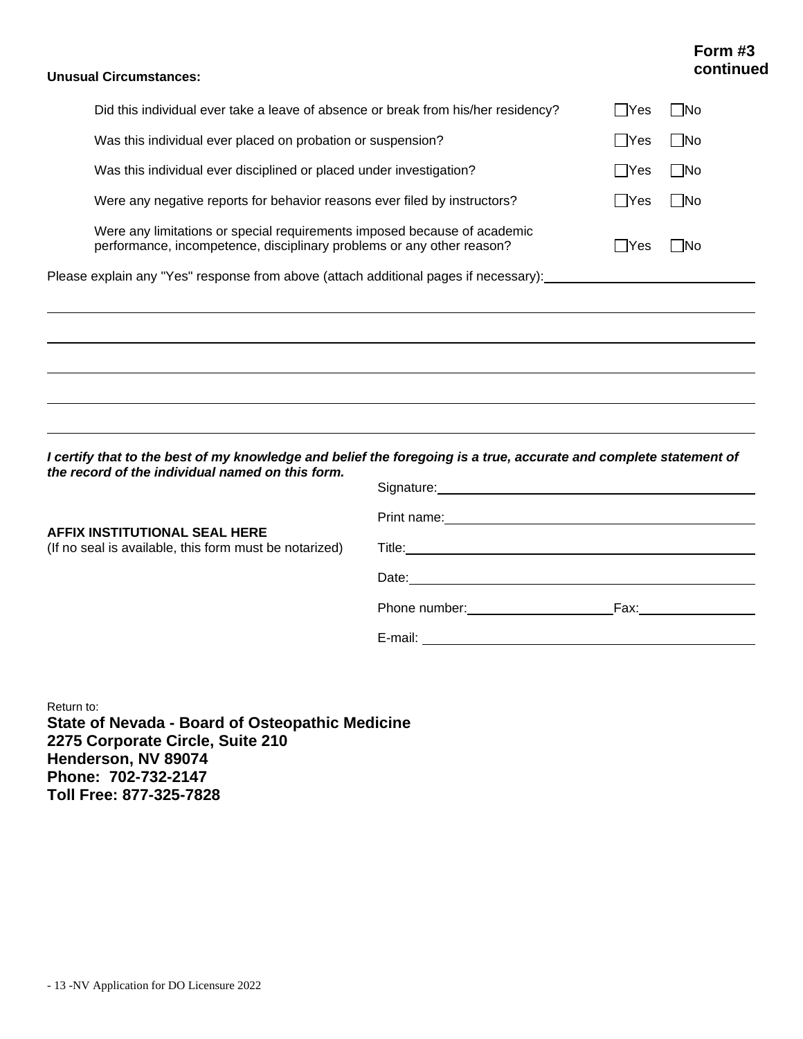**Form #3 continued**

**Unusual Circumstances:**

| Question | Yes | No |
|---|---|---|
| Did this individual ever take a leave of absence or break from his/her residency? | ☐ Yes | ☐ No |
| Was this individual ever placed on probation or suspension? | ☐ Yes | ☐ No |
| Was this individual ever disciplined or placed under investigation? | ☐ Yes | ☐ No |
| Were any negative reports for behavior reasons ever filed by instructors? | ☐ Yes | ☐ No |
| Were any limitations or special requirements imposed because of academic performance, incompetence, disciplinary problems or any other reason? | ☐ Yes | ☐ No |

Please explain any "Yes" response from above (attach additional pages if necessary): ______________________________

______________________________________________________________________________

______________________________________________________________________________

______________________________________________________________________________

______________________________________________________________________________

***I certify that to the best of my knowledge and belief the foregoing is a true, accurate and complete statement of the record of the individual named on this form.***

**AFFIX INSTITUTIONAL SEAL HERE**
(If no seal is available, this form must be notarized)

Signature: ______________________________

Print name: ______________________________

Title: ______________________________

Date: ______________________________

Phone number: ____________________ Fax: ____________________

E-mail: ______________________________

Return to:

**State of Nevada - Board of Osteopathic Medicine**
**2275 Corporate Circle, Suite 210**
**Henderson, NV 89074**
**Phone: 702-732-2147**
**Toll Free: 877-325-7828**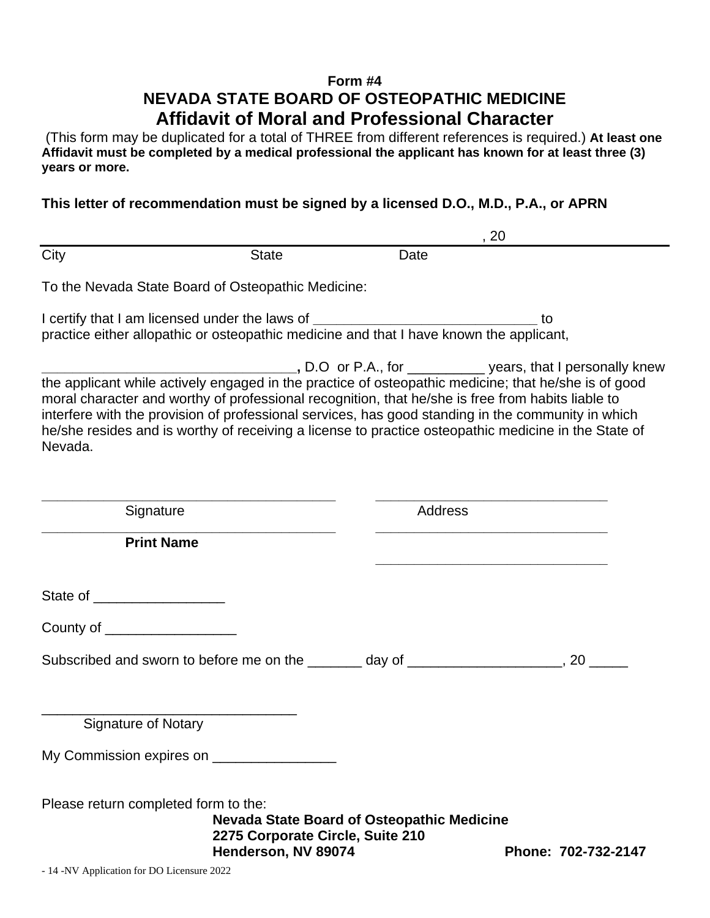**Form #4**

## NEVADA STATE BOARD OF OSTEOPATHIC MEDICINE

# Affidavit of Moral and Professional Character

(This form may be duplicated for a total of THREE from different references is required.) **At least one Affidavit must be completed by a medical professional the applicant has known for at least three (3) years or more.**

**This letter of recommendation must be signed by a licensed D.O., M.D., P.A., or APRN**

______________________________________________ , 20 ______
City State Date

To the Nevada State Board of Osteopathic Medicine:

I certify that I am licensed under the laws of _____________________________ to practice either allopathic or osteopathic medicine and that I have known the applicant,

_________________________________**,** D.O or P.A., for __________ years, that I personally knew the applicant while actively engaged in the practice of osteopathic medicine; that he/she is of good moral character and worthy of professional recognition, that he/she is free from habits liable to interfere with the provision of professional services, has good standing in the community in which he/she resides and is worthy of receiving a license to practice osteopathic medicine in the State of Nevada.

______________________________________ ______________________________
Signature Address

______________________________________ ______________________________
**Print Name**

______________________________

State of _________________

County of _________________

Subscribed and sworn to before me on the _______ day of ___________________, 20 _____

________________________________
Signature of Notary

My Commission expires on ________________

Please return completed form to the:

**Nevada State Board of Osteopathic Medicine**
**2275 Corporate Circle, Suite 210**
**Henderson, NV 89074** **Phone: 702-732-2147**